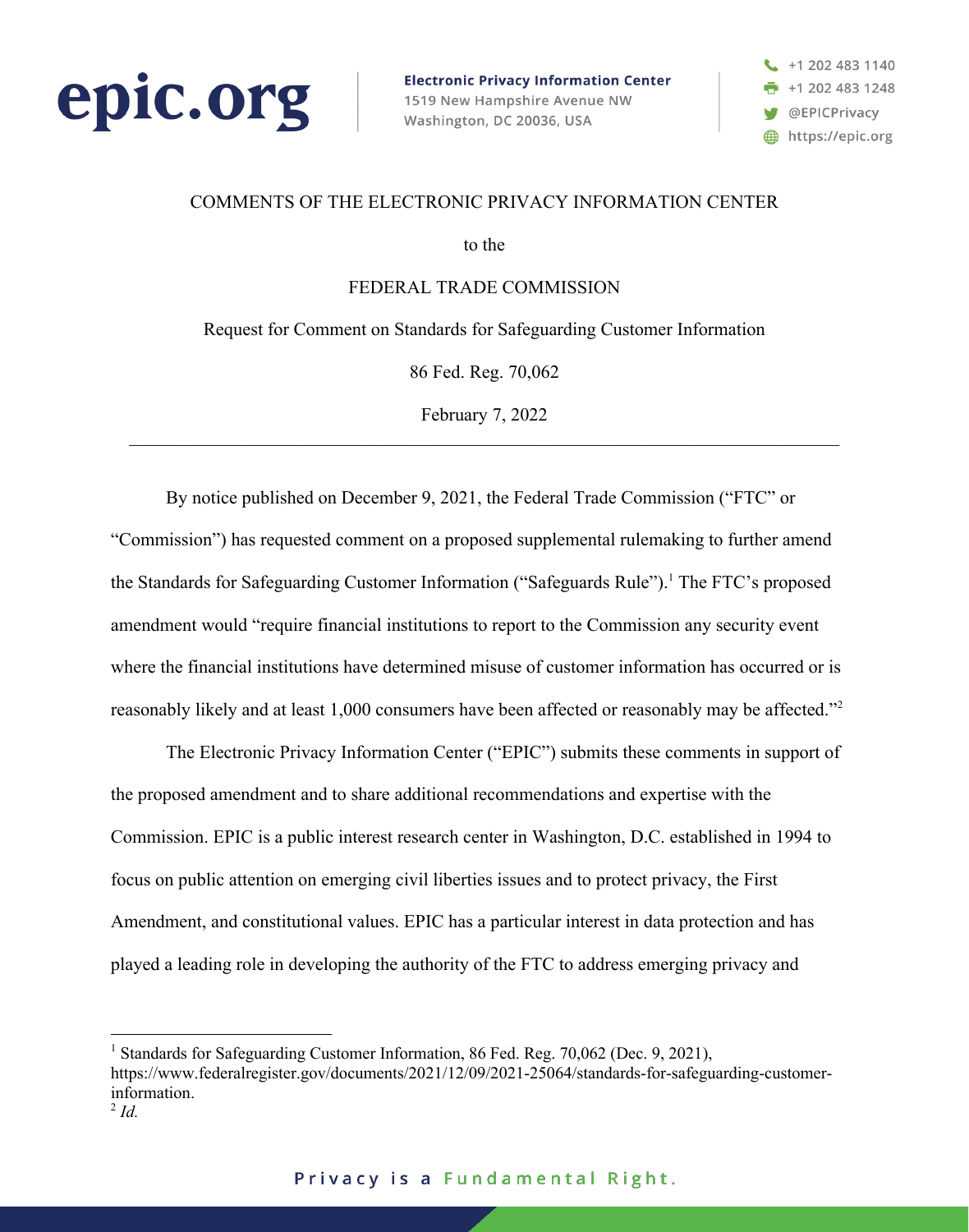epic.org

**Electronic Privacy Information Center**
1519 New Hampshire Avenue NW
Washington, DC 20036, USA

+1 202 483 1140
+1 202 483 1248
@EPICPrivacy
https://epic.org

COMMENTS OF THE ELECTRONIC PRIVACY INFORMATION CENTER

to the

FEDERAL TRADE COMMISSION

Request for Comment on Standards for Safeguarding Customer Information

86 Fed. Reg. 70,062

February 7, 2022

---

By notice published on December 9, 2021, the Federal Trade Commission ("FTC" or "Commission") has requested comment on a proposed supplemental rulemaking to further amend the Standards for Safeguarding Customer Information ("Safeguards Rule").[1] The FTC's proposed amendment would "require financial institutions to report to the Commission any security event where the financial institutions have determined misuse of customer information has occurred or is reasonably likely and at least 1,000 consumers have been affected or reasonably may be affected."[2]

The Electronic Privacy Information Center ("EPIC") submits these comments in support of the proposed amendment and to share additional recommendations and expertise with the Commission. EPIC is a public interest research center in Washington, D.C. established in 1994 to focus on public attention on emerging civil liberties issues and to protect privacy, the First Amendment, and constitutional values. EPIC has a particular interest in data protection and has played a leading role in developing the authority of the FTC to address emerging privacy and

---

[1] Standards for Safeguarding Customer Information, 86 Fed. Reg. 70,062 (Dec. 9, 2021), https://www.federalregister.gov/documents/2021/12/09/2021-25064/standards-for-safeguarding-customer-information.

[2] *Id.*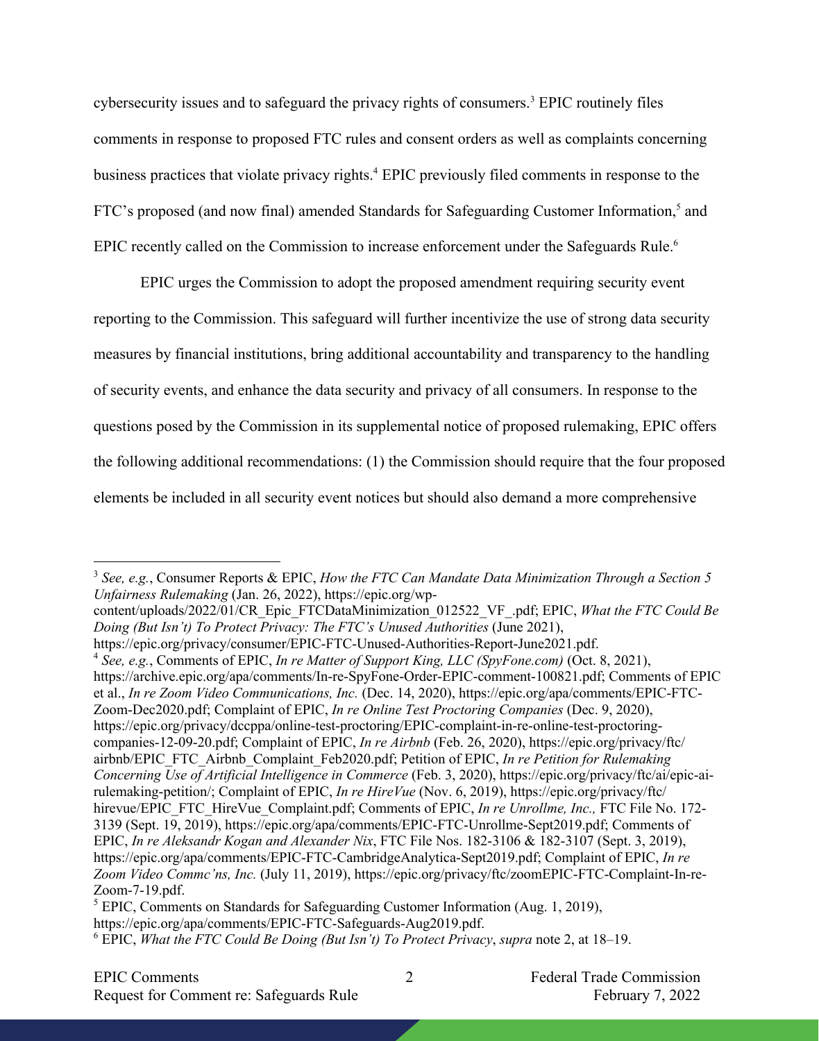cybersecurity issues and to safeguard the privacy rights of consumers.[3] EPIC routinely files comments in response to proposed FTC rules and consent orders as well as complaints concerning business practices that violate privacy rights.[4] EPIC previously filed comments in response to the FTC's proposed (and now final) amended Standards for Safeguarding Customer Information,[5] and EPIC recently called on the Commission to increase enforcement under the Safeguards Rule.[6]

EPIC urges the Commission to adopt the proposed amendment requiring security event reporting to the Commission. This safeguard will further incentivize the use of strong data security measures by financial institutions, bring additional accountability and transparency to the handling of security events, and enhance the data security and privacy of all consumers. In response to the questions posed by the Commission in its supplemental notice of proposed rulemaking, EPIC offers the following additional recommendations: (1) the Commission should require that the four proposed elements be included in all security event notices but should also demand a more comprehensive

---

[3] *See, e.g.*, Consumer Reports & EPIC, *How the FTC Can Mandate Data Minimization Through a Section 5 Unfairness Rulemaking* (Jan. 26, 2022), https://epic.org/wp-content/uploads/2022/01/CR_Epic_FTCDataMinimization_012522_VF_.pdf; EPIC, *What the FTC Could Be Doing (But Isn't) To Protect Privacy: The FTC's Unused Authorities* (June 2021), https://epic.org/privacy/consumer/EPIC-FTC-Unused-Authorities-Report-June2021.pdf.

[4] *See, e.g.*, Comments of EPIC, *In re Matter of Support King, LLC (SpyFone.com)* (Oct. 8, 2021), https://archive.epic.org/apa/comments/In-re-SpyFone-Order-EPIC-comment-100821.pdf; Comments of EPIC et al., *In re Zoom Video Communications, Inc.* (Dec. 14, 2020), https://epic.org/apa/comments/EPIC-FTC-Zoom-Dec2020.pdf; Complaint of EPIC, *In re Online Test Proctoring Companies* (Dec. 9, 2020), https://epic.org/privacy/dccppa/online-test-proctoring/EPIC-complaint-in-re-online-test-proctoring-companies-12-09-20.pdf; Complaint of EPIC, *In re Airbnb* (Feb. 26, 2020), https://epic.org/privacy/ftc/airbnb/EPIC_FTC_Airbnb_Complaint_Feb2020.pdf; Petition of EPIC, *In re Petition for Rulemaking Concerning Use of Artificial Intelligence in Commerce* (Feb. 3, 2020), https://epic.org/privacy/ftc/ai/epic-ai-rulemaking-petition/; Complaint of EPIC, *In re HireVue* (Nov. 6, 2019), https://epic.org/privacy/ftc/hirevue/EPIC_FTC_HireVue_Complaint.pdf; Comments of EPIC, *In re Unrollme, Inc.,* FTC File No. 172-3139 (Sept. 19, 2019), https://epic.org/apa/comments/EPIC-FTC-Unrollme-Sept2019.pdf; Comments of EPIC, *In re Aleksandr Kogan and Alexander Nix*, FTC File Nos. 182-3106 & 182-3107 (Sept. 3, 2019), https://epic.org/apa/comments/EPIC-FTC-CambridgeAnalytica-Sept2019.pdf; Complaint of EPIC, *In re Zoom Video Commc'ns, Inc.* (July 11, 2019), https://epic.org/privacy/ftc/zoomEPIC-FTC-Complaint-In-re-Zoom-7-19.pdf.

[5] EPIC, Comments on Standards for Safeguarding Customer Information (Aug. 1, 2019), https://epic.org/apa/comments/EPIC-FTC-Safeguards-Aug2019.pdf.

[6] EPIC, *What the FTC Could Be Doing (But Isn't) To Protect Privacy*, *supra* note 2, at 18–19.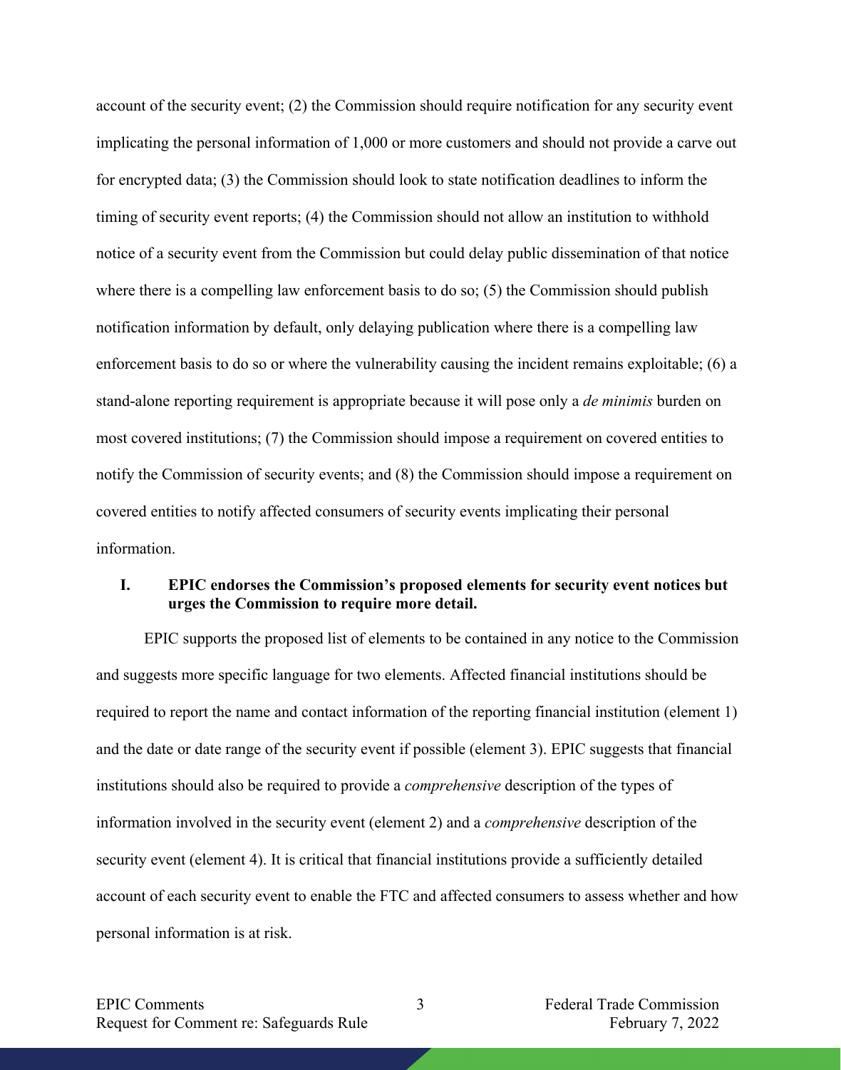account of the security event; (2) the Commission should require notification for any security event implicating the personal information of 1,000 or more customers and should not provide a carve out for encrypted data; (3) the Commission should look to state notification deadlines to inform the timing of security event reports; (4) the Commission should not allow an institution to withhold notice of a security event from the Commission but could delay public dissemination of that notice where there is a compelling law enforcement basis to do so; (5) the Commission should publish notification information by default, only delaying publication where there is a compelling law enforcement basis to do so or where the vulnerability causing the incident remains exploitable; (6) a stand-alone reporting requirement is appropriate because it will pose only a *de minimis* burden on most covered institutions; (7) the Commission should impose a requirement on covered entities to notify the Commission of security events; and (8) the Commission should impose a requirement on covered entities to notify affected consumers of security events implicating their personal information.

## I. EPIC endorses the Commission's proposed elements for security event notices but urges the Commission to require more detail.

EPIC supports the proposed list of elements to be contained in any notice to the Commission and suggests more specific language for two elements. Affected financial institutions should be required to report the name and contact information of the reporting financial institution (element 1) and the date or date range of the security event if possible (element 3). EPIC suggests that financial institutions should also be required to provide a *comprehensive* description of the types of information involved in the security event (element 2) and a *comprehensive* description of the security event (element 4). It is critical that financial institutions provide a sufficiently detailed account of each security event to enable the FTC and affected consumers to assess whether and how personal information is at risk.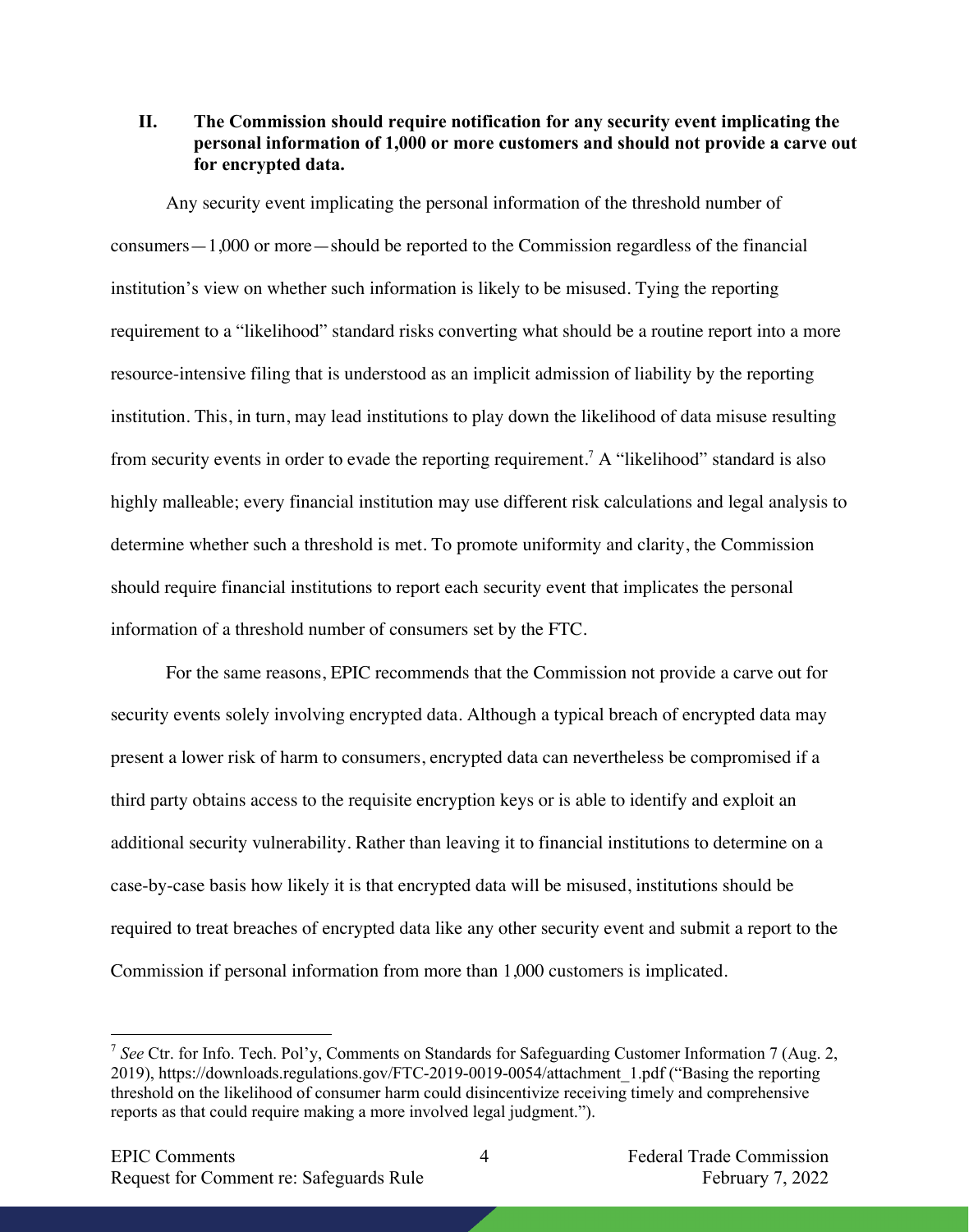## II. The Commission should require notification for any security event implicating the personal information of 1,000 or more customers and should not provide a carve out for encrypted data.

Any security event implicating the personal information of the threshold number of consumers—1,000 or more—should be reported to the Commission regardless of the financial institution's view on whether such information is likely to be misused. Tying the reporting requirement to a "likelihood" standard risks converting what should be a routine report into a more resource-intensive filing that is understood as an implicit admission of liability by the reporting institution. This, in turn, may lead institutions to play down the likelihood of data misuse resulting from security events in order to evade the reporting requirement.[7] A "likelihood" standard is also highly malleable; every financial institution may use different risk calculations and legal analysis to determine whether such a threshold is met. To promote uniformity and clarity, the Commission should require financial institutions to report each security event that implicates the personal information of a threshold number of consumers set by the FTC.

For the same reasons, EPIC recommends that the Commission not provide a carve out for security events solely involving encrypted data. Although a typical breach of encrypted data may present a lower risk of harm to consumers, encrypted data can nevertheless be compromised if a third party obtains access to the requisite encryption keys or is able to identify and exploit an additional security vulnerability. Rather than leaving it to financial institutions to determine on a case-by-case basis how likely it is that encrypted data will be misused, institutions should be required to treat breaches of encrypted data like any other security event and submit a report to the Commission if personal information from more than 1,000 customers is implicated.

---

[7] *See* Ctr. for Info. Tech. Pol'y, Comments on Standards for Safeguarding Customer Information 7 (Aug. 2, 2019), https://downloads.regulations.gov/FTC-2019-0019-0054/attachment_1.pdf ("Basing the reporting threshold on the likelihood of consumer harm could disincentivize receiving timely and comprehensive reports as that could require making a more involved legal judgment.").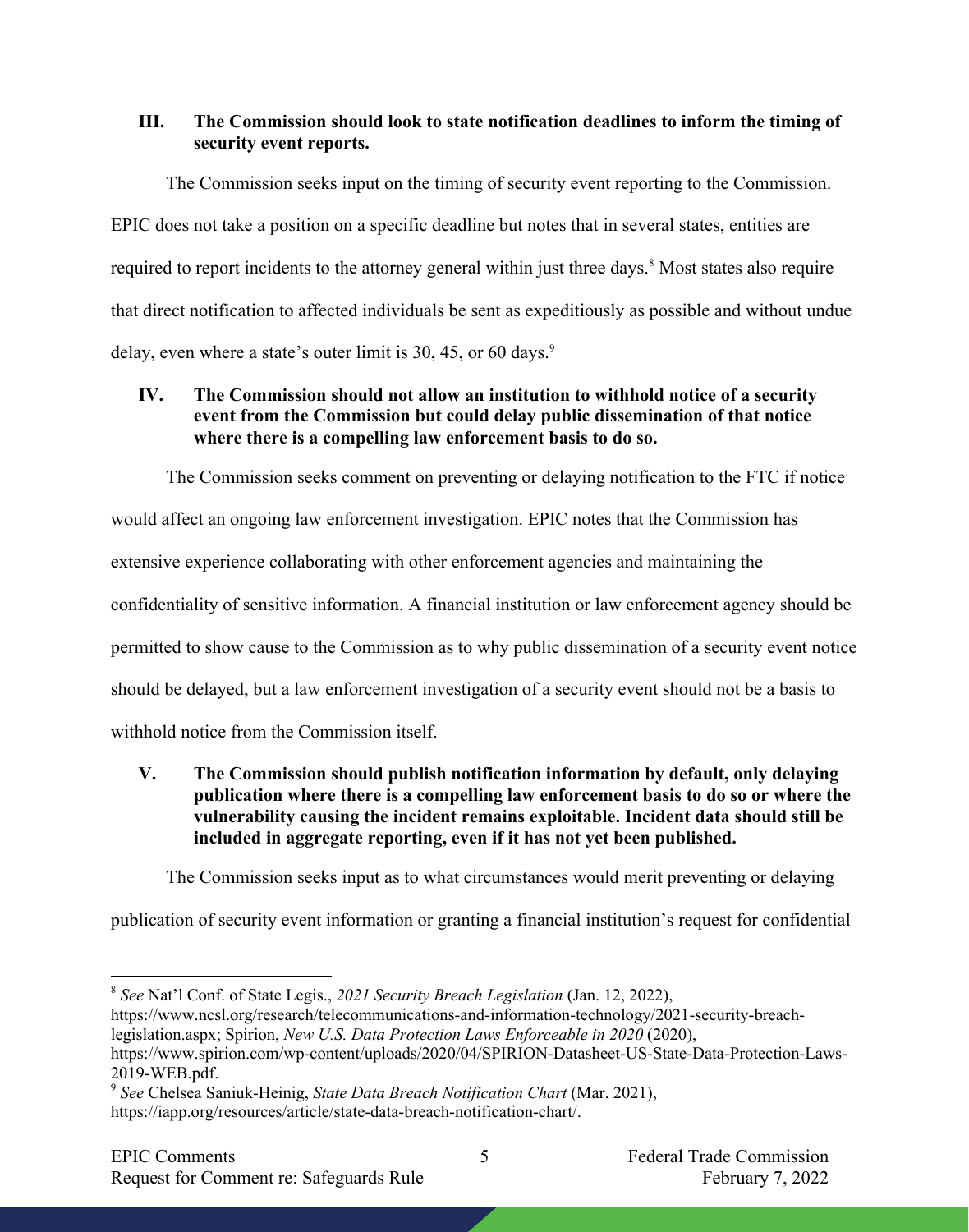## III. The Commission should look to state notification deadlines to inform the timing of security event reports.

The Commission seeks input on the timing of security event reporting to the Commission. EPIC does not take a position on a specific deadline but notes that in several states, entities are required to report incidents to the attorney general within just three days.[8] Most states also require that direct notification to affected individuals be sent as expeditiously as possible and without undue delay, even where a state's outer limit is 30, 45, or 60 days.[9]

## IV. The Commission should not allow an institution to withhold notice of a security event from the Commission but could delay public dissemination of that notice where there is a compelling law enforcement basis to do so.

The Commission seeks comment on preventing or delaying notification to the FTC if notice would affect an ongoing law enforcement investigation. EPIC notes that the Commission has extensive experience collaborating with other enforcement agencies and maintaining the confidentiality of sensitive information. A financial institution or law enforcement agency should be permitted to show cause to the Commission as to why public dissemination of a security event notice should be delayed, but a law enforcement investigation of a security event should not be a basis to withhold notice from the Commission itself.

## V. The Commission should publish notification information by default, only delaying publication where there is a compelling law enforcement basis to do so or where the vulnerability causing the incident remains exploitable. Incident data should still be included in aggregate reporting, even if it has not yet been published.

The Commission seeks input as to what circumstances would merit preventing or delaying publication of security event information or granting a financial institution's request for confidential

---

[8] *See* Nat'l Conf. of State Legis., *2021 Security Breach Legislation* (Jan. 12, 2022), https://www.ncsl.org/research/telecommunications-and-information-technology/2021-security-breach-legislation.aspx; Spirion, *New U.S. Data Protection Laws Enforceable in 2020* (2020), https://www.spirion.com/wp-content/uploads/2020/04/SPIRION-Datasheet-US-State-Data-Protection-Laws-2019-WEB.pdf.

[9] *See* Chelsea Saniuk-Heinig, *State Data Breach Notification Chart* (Mar. 2021), https://iapp.org/resources/article/state-data-breach-notification-chart/.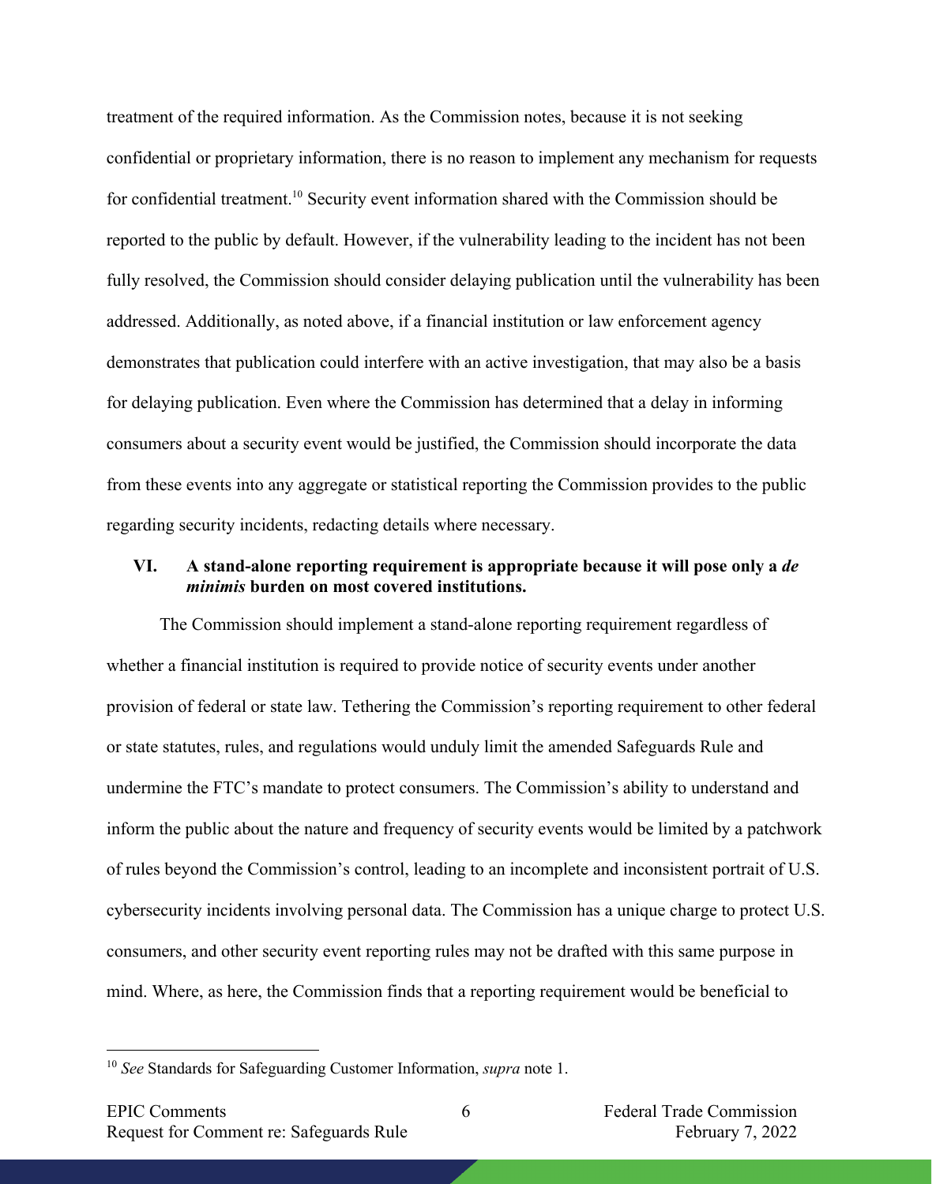treatment of the required information. As the Commission notes, because it is not seeking confidential or proprietary information, there is no reason to implement any mechanism for requests for confidential treatment.[10] Security event information shared with the Commission should be reported to the public by default. However, if the vulnerability leading to the incident has not been fully resolved, the Commission should consider delaying publication until the vulnerability has been addressed. Additionally, as noted above, if a financial institution or law enforcement agency demonstrates that publication could interfere with an active investigation, that may also be a basis for delaying publication. Even where the Commission has determined that a delay in informing consumers about a security event would be justified, the Commission should incorporate the data from these events into any aggregate or statistical reporting the Commission provides to the public regarding security incidents, redacting details where necessary.

## VI. A stand-alone reporting requirement is appropriate because it will pose only a *de minimis* burden on most covered institutions.

The Commission should implement a stand-alone reporting requirement regardless of whether a financial institution is required to provide notice of security events under another provision of federal or state law. Tethering the Commission's reporting requirement to other federal or state statutes, rules, and regulations would unduly limit the amended Safeguards Rule and undermine the FTC's mandate to protect consumers. The Commission's ability to understand and inform the public about the nature and frequency of security events would be limited by a patchwork of rules beyond the Commission's control, leading to an incomplete and inconsistent portrait of U.S. cybersecurity incidents involving personal data. The Commission has a unique charge to protect U.S. consumers, and other security event reporting rules may not be drafted with this same purpose in mind. Where, as here, the Commission finds that a reporting requirement would be beneficial to

---

[10] *See* Standards for Safeguarding Customer Information, *supra* note 1.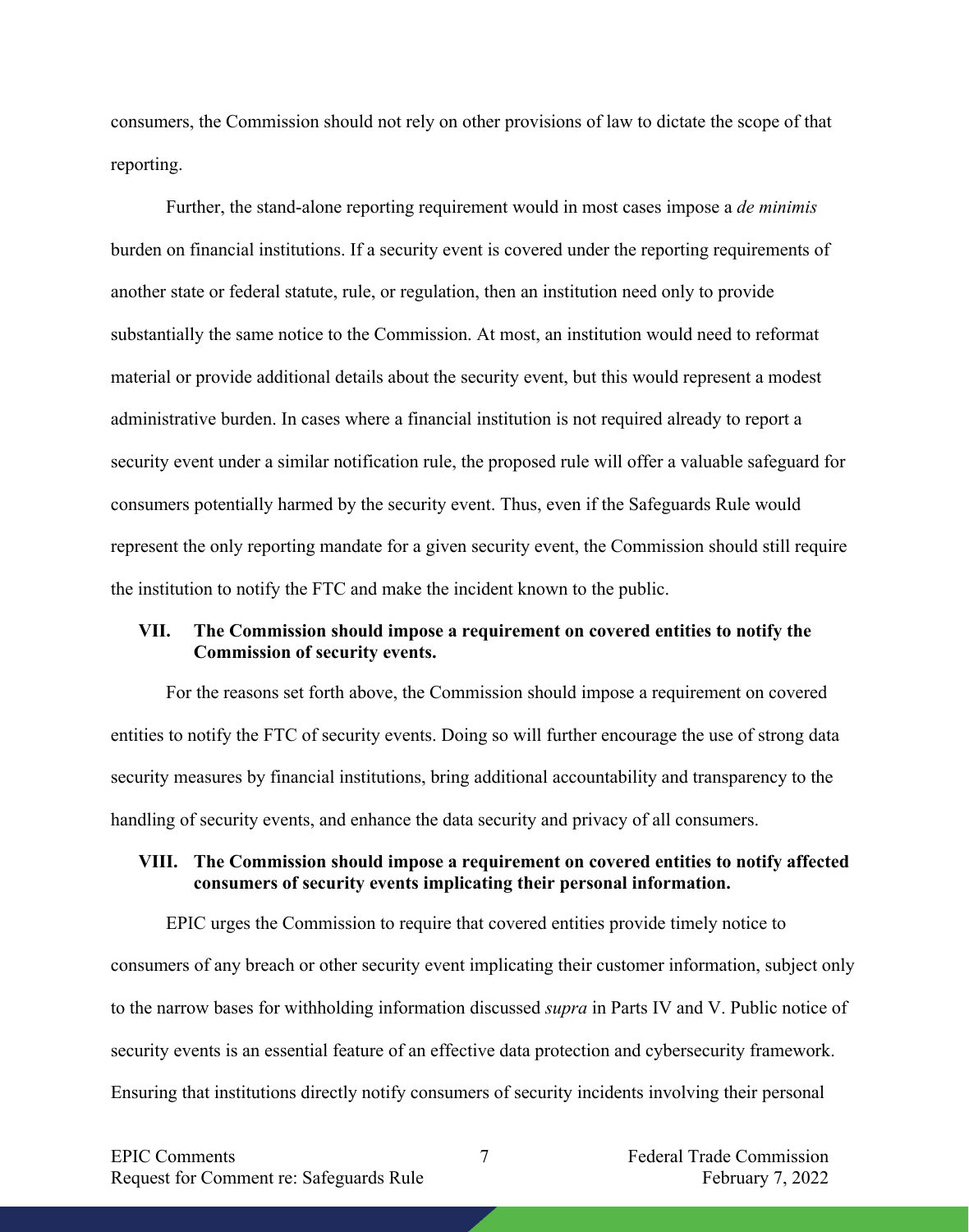consumers, the Commission should not rely on other provisions of law to dictate the scope of that reporting.

Further, the stand-alone reporting requirement would in most cases impose a *de minimis* burden on financial institutions. If a security event is covered under the reporting requirements of another state or federal statute, rule, or regulation, then an institution need only to provide substantially the same notice to the Commission. At most, an institution would need to reformat material or provide additional details about the security event, but this would represent a modest administrative burden. In cases where a financial institution is not required already to report a security event under a similar notification rule, the proposed rule will offer a valuable safeguard for consumers potentially harmed by the security event. Thus, even if the Safeguards Rule would represent the only reporting mandate for a given security event, the Commission should still require the institution to notify the FTC and make the incident known to the public.

## VII. The Commission should impose a requirement on covered entities to notify the Commission of security events.

For the reasons set forth above, the Commission should impose a requirement on covered entities to notify the FTC of security events. Doing so will further encourage the use of strong data security measures by financial institutions, bring additional accountability and transparency to the handling of security events, and enhance the data security and privacy of all consumers.

## VIII. The Commission should impose a requirement on covered entities to notify affected consumers of security events implicating their personal information.

EPIC urges the Commission to require that covered entities provide timely notice to consumers of any breach or other security event implicating their customer information, subject only to the narrow bases for withholding information discussed *supra* in Parts IV and V. Public notice of security events is an essential feature of an effective data protection and cybersecurity framework. Ensuring that institutions directly notify consumers of security incidents involving their personal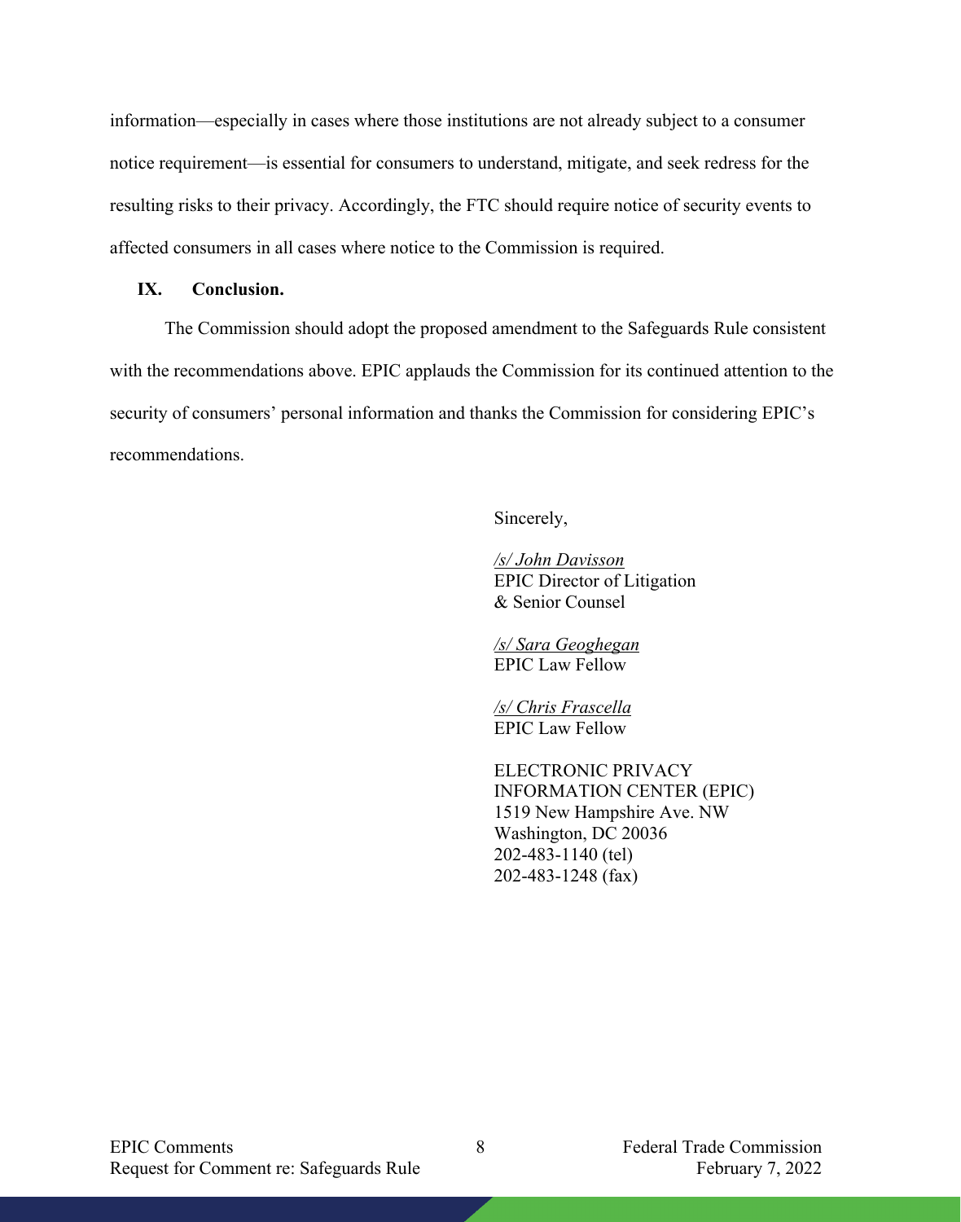information—especially in cases where those institutions are not already subject to a consumer notice requirement—is essential for consumers to understand, mitigate, and seek redress for the resulting risks to their privacy. Accordingly, the FTC should require notice of security events to affected consumers in all cases where notice to the Commission is required.

## IX. Conclusion.

The Commission should adopt the proposed amendment to the Safeguards Rule consistent with the recommendations above. EPIC applauds the Commission for its continued attention to the security of consumers' personal information and thanks the Commission for considering EPIC's recommendations.

Sincerely,

*/s/ John Davisson*
EPIC Director of Litigation
& Senior Counsel

*/s/ Sara Geoghegan*
EPIC Law Fellow

*/s/ Chris Frascella*
EPIC Law Fellow

ELECTRONIC PRIVACY
INFORMATION CENTER (EPIC)
1519 New Hampshire Ave. NW
Washington, DC 20036
202-483-1140 (tel)
202-483-1248 (fax)